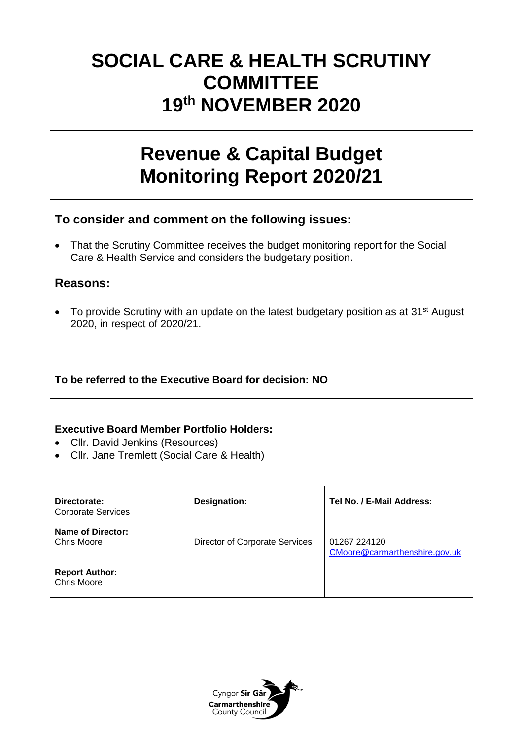# SOCIAL CARE & HEALTH SCRUTINY COMMITTEE 19th NOVEMBER 2020

## Revenue & Capital Budget Monitoring Report 2020/21

**To consider and comment on the following issues:**

- That the Scrutiny Committee receives the budget monitoring report for the Social Care & Health Service and considers the budgetary position.

**Reasons:**

- To provide Scrutiny with an update on the latest budgetary position as at 31st August 2020, in respect of 2020/21.

**To be referred to the Executive Board for decision: NO**

**Executive Board Member Portfolio Holders:**

- Cllr. David Jenkins (Resources)
- Cllr. Jane Tremlett (Social Care & Health)

| **Directorate:** Corporate Services | **Designation:** | **Tel No. / E-Mail Address:** |
|---|---|---|
| **Name of Director:** Chris Moore | Director of Corporate Services | 01267 224120 CMoore@carmarthenshire.gov.uk |
| **Report Author:** Chris Moore | | |

Cyngor Sir Gâr
Carmarthenshire County Council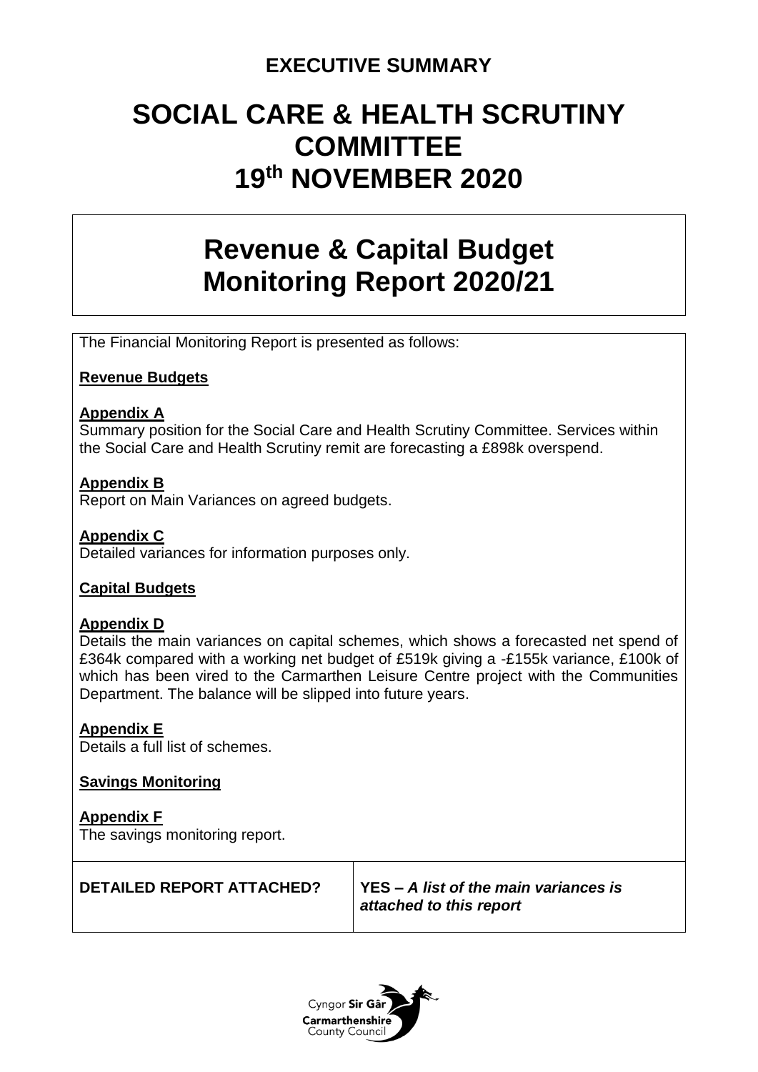## EXECUTIVE SUMMARY

# SOCIAL CARE & HEALTH SCRUTINY COMMITTEE 19th NOVEMBER 2020

# Revenue & Capital Budget Monitoring Report 2020/21

The Financial Monitoring Report is presented as follows:

**Revenue Budgets**

**Appendix A**
Summary position for the Social Care and Health Scrutiny Committee. Services within the Social Care and Health Scrutiny remit are forecasting a £898k overspend.

**Appendix B**
Report on Main Variances on agreed budgets.

**Appendix C**
Detailed variances for information purposes only.

**Capital Budgets**

**Appendix D**
Details the main variances on capital schemes, which shows a forecasted net spend of £364k compared with a working net budget of £519k giving a -£155k variance, £100k of which has been vired to the Carmarthen Leisure Centre project with the Communities Department. The balance will be slipped into future years.

**Appendix E**
Details a full list of schemes.

**Savings Monitoring**

**Appendix F**
The savings monitoring report.

| **DETAILED REPORT ATTACHED?** | **YES –** ***A list of the main variances is attached to this report*** |
|---|---|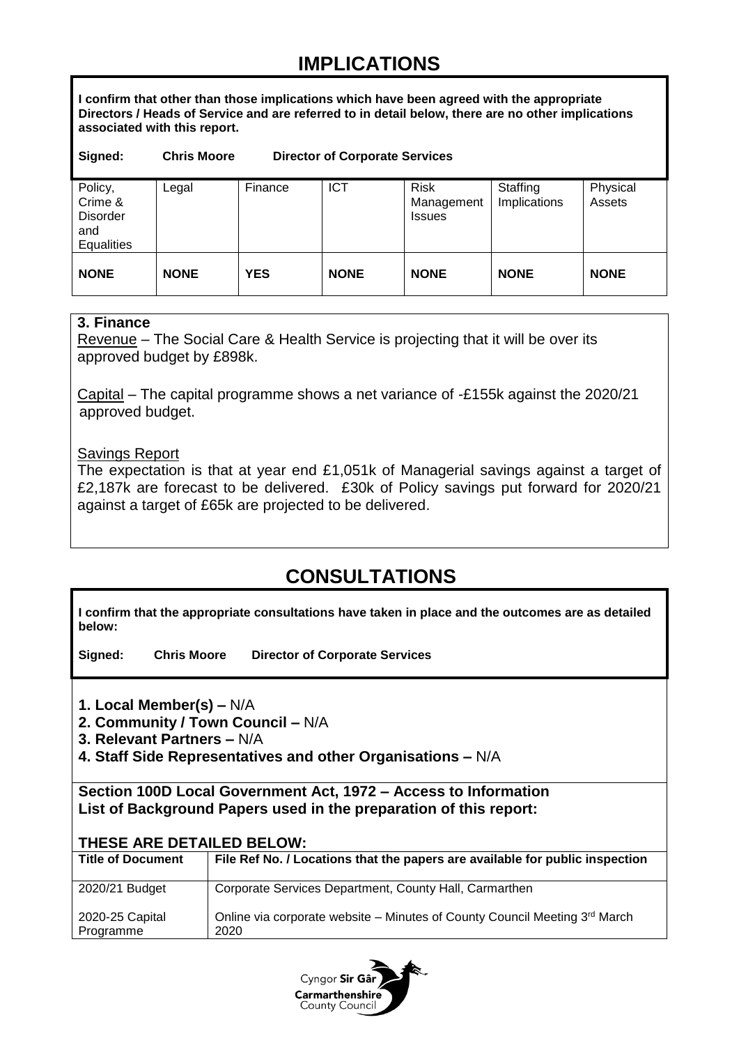# IMPLICATIONS

**I confirm that other than those implications which have been agreed with the appropriate Directors / Heads of Service and are referred to in detail below, there are no other implications associated with this report.**

**Signed: Chris Moore Director of Corporate Services**

| Policy, Crime & Disorder and Equalities | Legal | Finance | ICT | Risk Management Issues | Staffing Implications | Physical Assets |
|---|---|---|---|---|---|---|
| **NONE** | **NONE** | **YES** | **NONE** | **NONE** | **NONE** | **NONE** |

**3. Finance**

Revenue – The Social Care & Health Service is projecting that it will be over its approved budget by £898k.

Capital – The capital programme shows a net variance of -£155k against the 2020/21 approved budget.

Savings Report

The expectation is that at year end £1,051k of Managerial savings against a target of £2,187k are forecast to be delivered. £30k of Policy savings put forward for 2020/21 against a target of £65k are projected to be delivered.

# CONSULTATIONS

**I confirm that the appropriate consultations have taken in place and the outcomes are as detailed below:**

**Signed: Chris Moore Director of Corporate Services**

**1. Local Member(s) –** N/A
**2. Community / Town Council –** N/A
**3. Relevant Partners –** N/A
**4. Staff Side Representatives and other Organisations –** N/A

**Section 100D Local Government Act, 1972 – Access to Information**
**List of Background Papers used in the preparation of this report:**

**THESE ARE DETAILED BELOW:**

| Title of Document | File Ref No. / Locations that the papers are available for public inspection |
|---|---|
| 2020/21 Budget | Corporate Services Department, County Hall, Carmarthen |
| 2020-25 Capital Programme | Online via corporate website – Minutes of County Council Meeting 3rd March 2020 |

Cyngor Sir Gâr
Carmarthenshire County Council